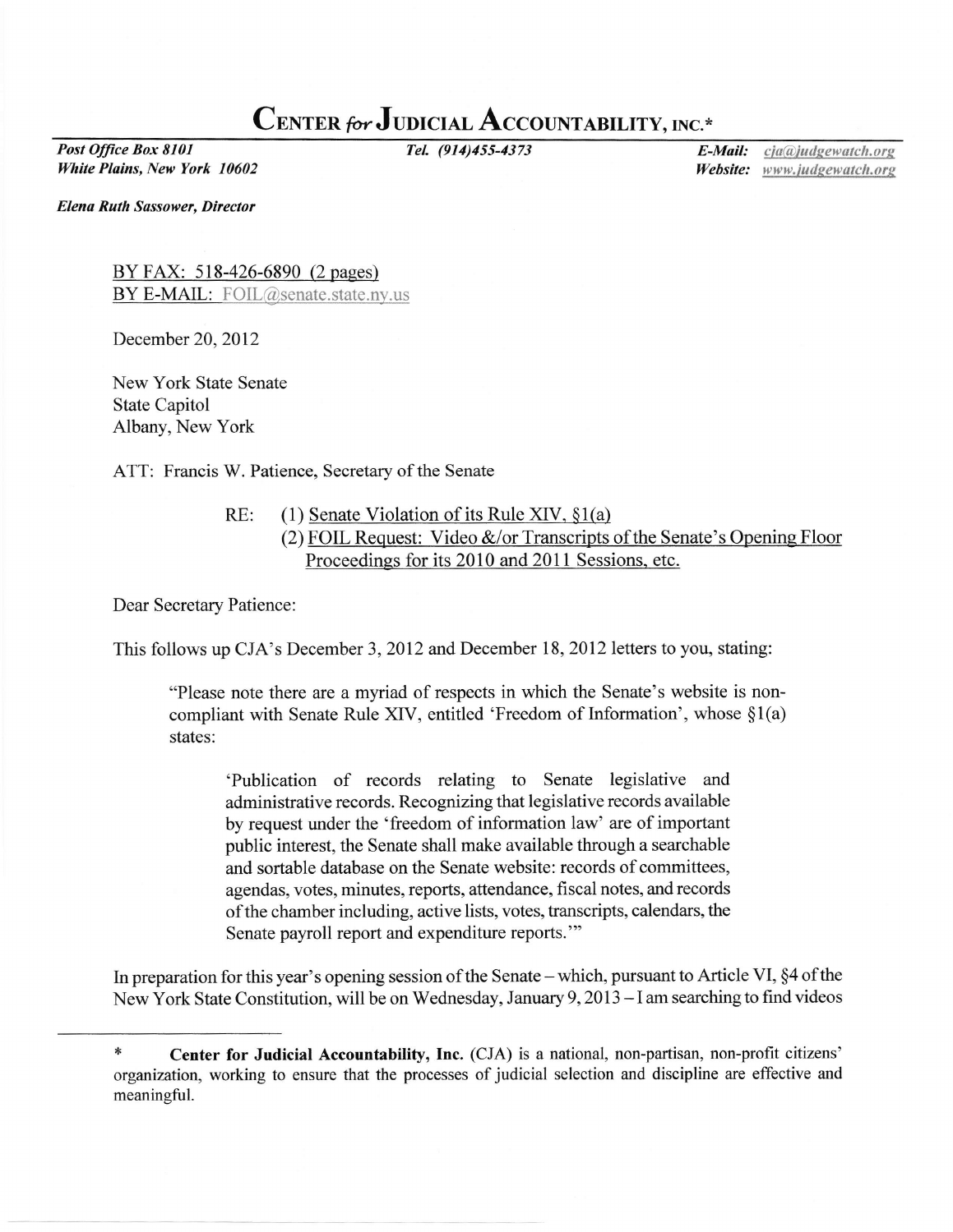# CENTER *for* JUDICIAL ACCOUNTABILITY, INC.*

*Post Office Box 8101*
*White Plains, New York 10602*

*Tel. (914)455-4373*

***E-Mail:*** *cja@judgewatch.org*
***Website:*** *www.judgewatch.org*

***Elena Ruth Sassower, Director***

BY FAX: 518-426-6890 (2 pages)
BY E-MAIL: FOIL@senate.state.ny.us

December 20, 2012

New York State Senate
State Capitol
Albany, New York

ATT: Francis W. Patience, Secretary of the Senate

RE: (1) Senate Violation of its Rule XIV, §1(a)
(2) FOIL Request: Video &/or Transcripts of the Senate's Opening Floor Proceedings for its 2010 and 2011 Sessions, etc.

Dear Secretary Patience:

This follows up CJA's December 3, 2012 and December 18, 2012 letters to you, stating:

> "Please note there are a myriad of respects in which the Senate's website is non-compliant with Senate Rule XIV, entitled 'Freedom of Information', whose §1(a) states:
>
> > 'Publication of records relating to Senate legislative and administrative records. Recognizing that legislative records available by request under the 'freedom of information law' are of important public interest, the Senate shall make available through a searchable and sortable database on the Senate website: records of committees, agendas, votes, minutes, reports, attendance, fiscal notes, and records of the chamber including, active lists, votes, transcripts, calendars, the Senate payroll report and expenditure reports.'"

In preparation for this year's opening session of the Senate – which, pursuant to Article VI, §4 of the New York State Constitution, will be on Wednesday, January 9, 2013 – I am searching to find videos

---

\* **Center for Judicial Accountability, Inc.** (CJA) is a national, non-partisan, non-profit citizens' organization, working to ensure that the processes of judicial selection and discipline are effective and meaningful.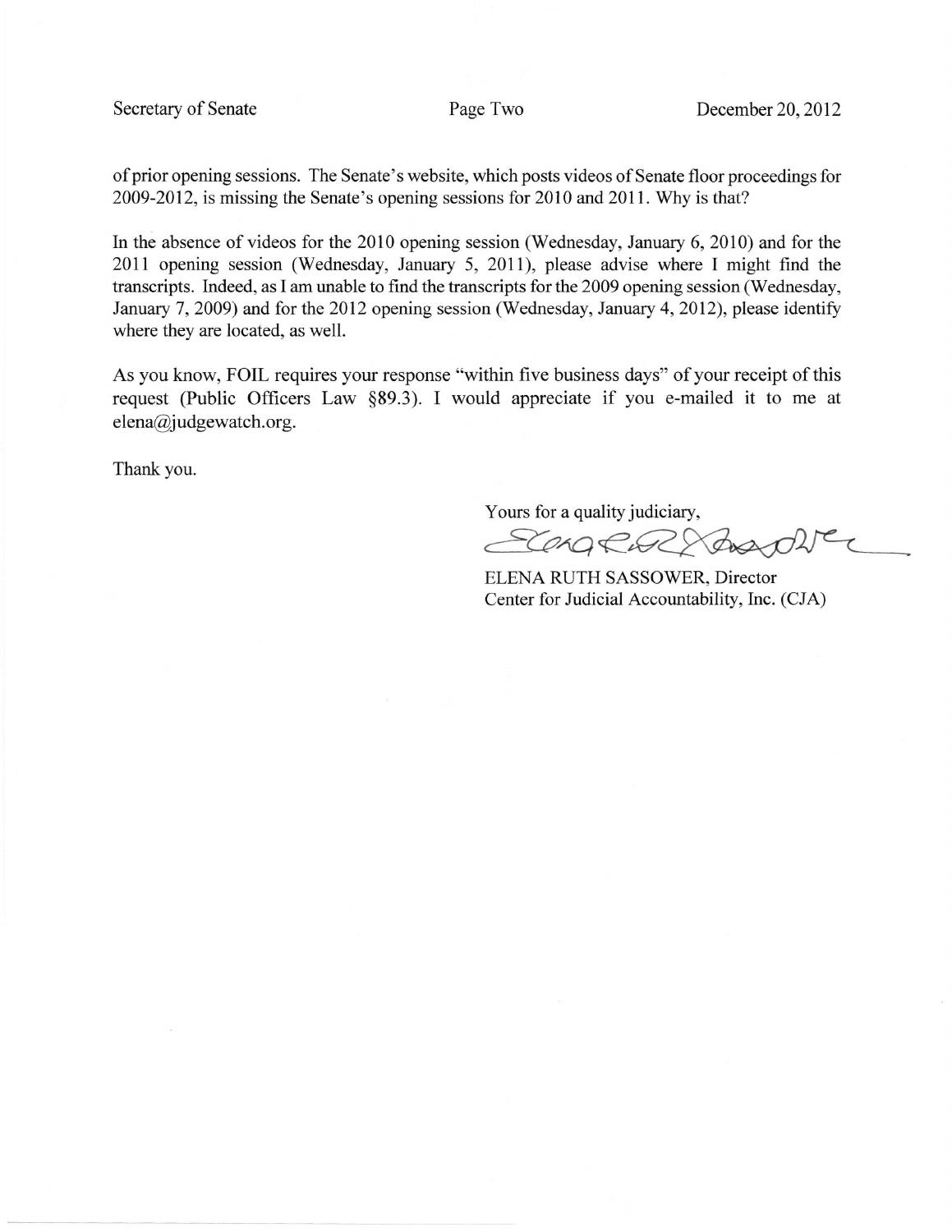of prior opening sessions. The Senate's website, which posts videos of Senate floor proceedings for 2009-2012, is missing the Senate's opening sessions for 2010 and 2011. Why is that?

In the absence of videos for the 2010 opening session (Wednesday, January 6, 2010) and for the 2011 opening session (Wednesday, January 5, 2011), please advise where I might find the transcripts. Indeed, as I am unable to find the transcripts for the 2009 opening session (Wednesday, January 7, 2009) and for the 2012 opening session (Wednesday, January 4, 2012), please identify where they are located, as well.

As you know, FOIL requires your response "within five business days" of your receipt of this request (Public Officers Law §89.3). I would appreciate if you e-mailed it to me at elena@judgewatch.org.

Thank you.

Yours for a quality judiciary,

ELENA RUTH SASSOWER, Director
Center for Judicial Accountability, Inc. (CJA)